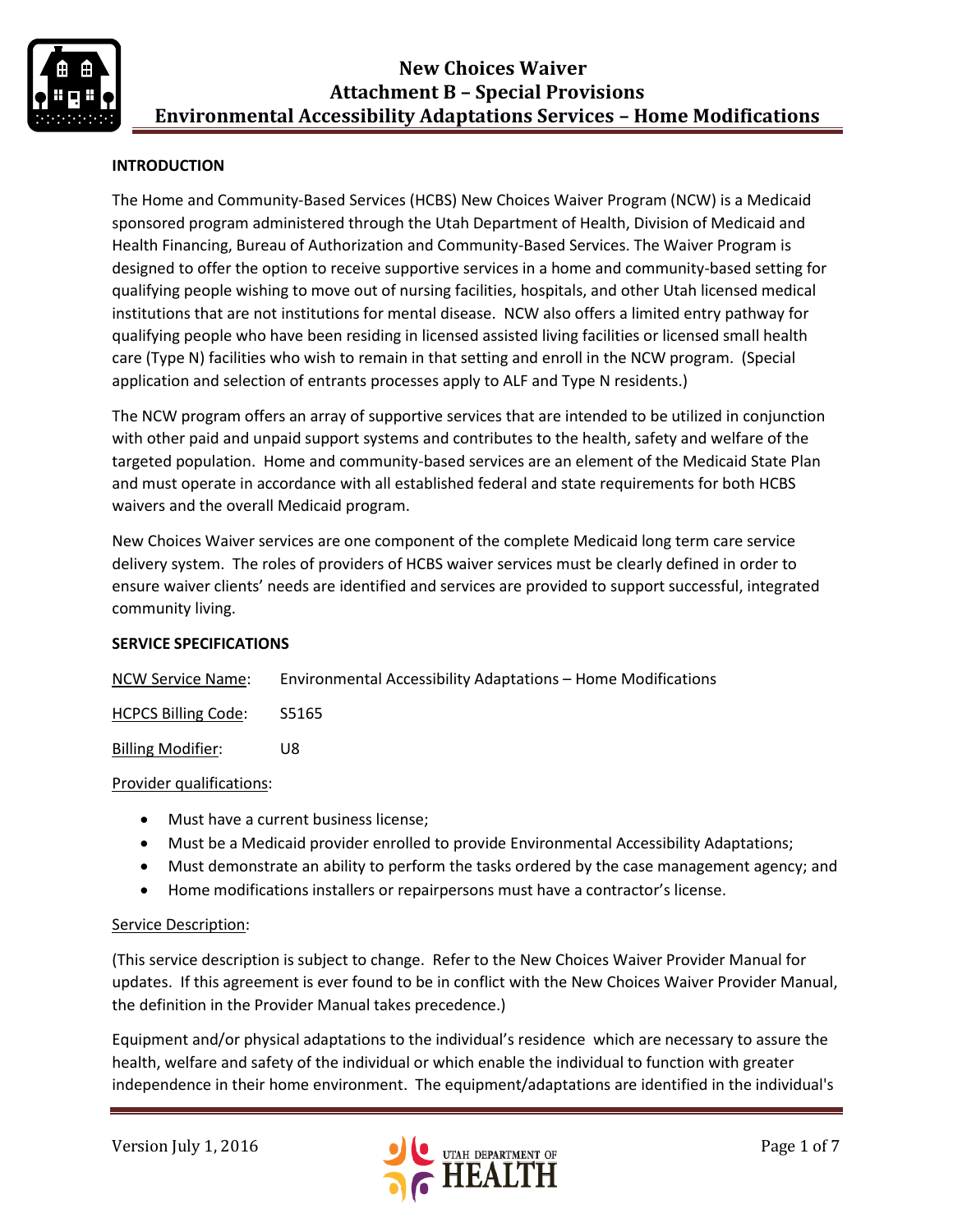# New Choices Waiver
## Attachment B – Special Provisions
## Environmental Accessibility Adaptations Services – Home Modifications

**INTRODUCTION**

The Home and Community-Based Services (HCBS) New Choices Waiver Program (NCW) is a Medicaid sponsored program administered through the Utah Department of Health, Division of Medicaid and Health Financing, Bureau of Authorization and Community-Based Services. The Waiver Program is designed to offer the option to receive supportive services in a home and community-based setting for qualifying people wishing to move out of nursing facilities, hospitals, and other Utah licensed medical institutions that are not institutions for mental disease. NCW also offers a limited entry pathway for qualifying people who have been residing in licensed assisted living facilities or licensed small health care (Type N) facilities who wish to remain in that setting and enroll in the NCW program. (Special application and selection of entrants processes apply to ALF and Type N residents.)

The NCW program offers an array of supportive services that are intended to be utilized in conjunction with other paid and unpaid support systems and contributes to the health, safety and welfare of the targeted population. Home and community-based services are an element of the Medicaid State Plan and must operate in accordance with all established federal and state requirements for both HCBS waivers and the overall Medicaid program.

New Choices Waiver services are one component of the complete Medicaid long term care service delivery system. The roles of providers of HCBS waiver services must be clearly defined in order to ensure waiver clients' needs are identified and services are provided to support successful, integrated community living.

**SERVICE SPECIFICATIONS**

NCW Service Name: Environmental Accessibility Adaptations – Home Modifications

HCPCS Billing Code: S5165

Billing Modifier: U8

Provider qualifications:

- Must have a current business license;
- Must be a Medicaid provider enrolled to provide Environmental Accessibility Adaptations;
- Must demonstrate an ability to perform the tasks ordered by the case management agency; and
- Home modifications installers or repairpersons must have a contractor's license.

Service Description:

(This service description is subject to change. Refer to the New Choices Waiver Provider Manual for updates. If this agreement is ever found to be in conflict with the New Choices Waiver Provider Manual, the definition in the Provider Manual takes precedence.)

Equipment and/or physical adaptations to the individual's residence which are necessary to assure the health, welfare and safety of the individual or which enable the individual to function with greater independence in their home environment. The equipment/adaptations are identified in the individual's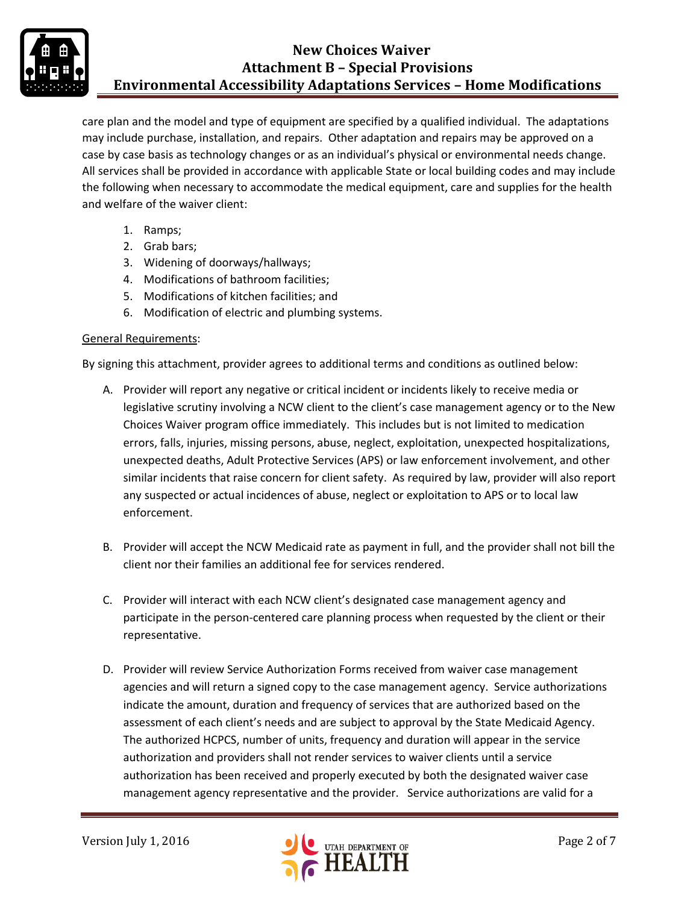care plan and the model and type of equipment are specified by a qualified individual. The adaptations may include purchase, installation, and repairs. Other adaptation and repairs may be approved on a case by case basis as technology changes or as an individual's physical or environmental needs change. All services shall be provided in accordance with applicable State or local building codes and may include the following when necessary to accommodate the medical equipment, care and supplies for the health and welfare of the waiver client:

1. Ramps;
2. Grab bars;
3. Widening of doorways/hallways;
4. Modifications of bathroom facilities;
5. Modifications of kitchen facilities; and
6. Modification of electric and plumbing systems.

<u>General Requirements</u>:

By signing this attachment, provider agrees to additional terms and conditions as outlined below:

A. Provider will report any negative or critical incident or incidents likely to receive media or legislative scrutiny involving a NCW client to the client's case management agency or to the New Choices Waiver program office immediately. This includes but is not limited to medication errors, falls, injuries, missing persons, abuse, neglect, exploitation, unexpected hospitalizations, unexpected deaths, Adult Protective Services (APS) or law enforcement involvement, and other similar incidents that raise concern for client safety. As required by law, provider will also report any suspected or actual incidences of abuse, neglect or exploitation to APS or to local law enforcement.

B. Provider will accept the NCW Medicaid rate as payment in full, and the provider shall not bill the client nor their families an additional fee for services rendered.

C. Provider will interact with each NCW client's designated case management agency and participate in the person-centered care planning process when requested by the client or their representative.

D. Provider will review Service Authorization Forms received from waiver case management agencies and will return a signed copy to the case management agency. Service authorizations indicate the amount, duration and frequency of services that are authorized based on the assessment of each client's needs and are subject to approval by the State Medicaid Agency. The authorized HCPCS, number of units, frequency and duration will appear in the service authorization and providers shall not render services to waiver clients until a service authorization has been received and properly executed by both the designated waiver case management agency representative and the provider. Service authorizations are valid for a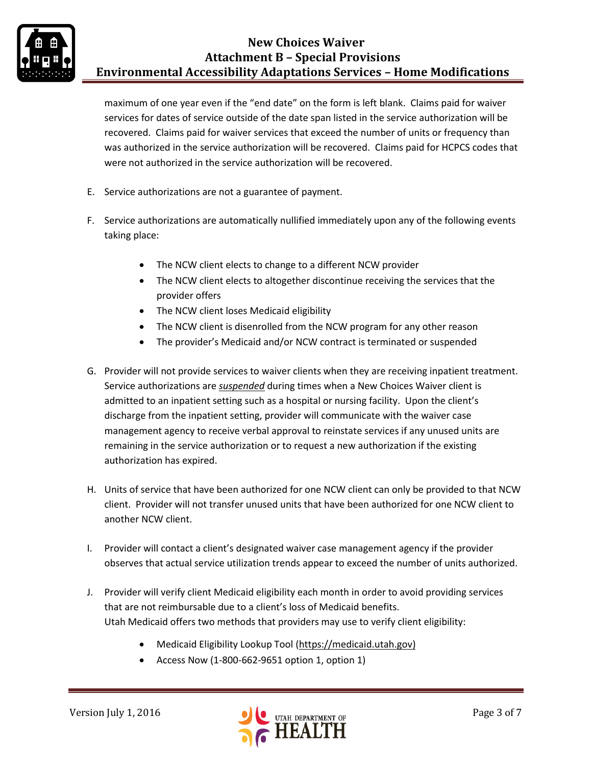maximum of one year even if the "end date" on the form is left blank. Claims paid for waiver services for dates of service outside of the date span listed in the service authorization will be recovered. Claims paid for waiver services that exceed the number of units or frequency than was authorized in the service authorization will be recovered. Claims paid for HCPCS codes that were not authorized in the service authorization will be recovered.

E. Service authorizations are not a guarantee of payment.

F. Service authorizations are automatically nullified immediately upon any of the following events taking place:

- The NCW client elects to change to a different NCW provider
- The NCW client elects to altogether discontinue receiving the services that the provider offers
- The NCW client loses Medicaid eligibility
- The NCW client is disenrolled from the NCW program for any other reason
- The provider's Medicaid and/or NCW contract is terminated or suspended

G. Provider will not provide services to waiver clients when they are receiving inpatient treatment. Service authorizations are ***suspended*** during times when a New Choices Waiver client is admitted to an inpatient setting such as a hospital or nursing facility. Upon the client's discharge from the inpatient setting, provider will communicate with the waiver case management agency to receive verbal approval to reinstate services if any unused units are remaining in the service authorization or to request a new authorization if the existing authorization has expired.

H. Units of service that have been authorized for one NCW client can only be provided to that NCW client. Provider will not transfer unused units that have been authorized for one NCW client to another NCW client.

I. Provider will contact a client's designated waiver case management agency if the provider observes that actual service utilization trends appear to exceed the number of units authorized.

J. Provider will verify client Medicaid eligibility each month in order to avoid providing services that are not reimbursable due to a client's loss of Medicaid benefits.
Utah Medicaid offers two methods that providers may use to verify client eligibility:

- Medicaid Eligibility Lookup Tool (https://medicaid.utah.gov)
- Access Now (1-800-662-9651 option 1, option 1)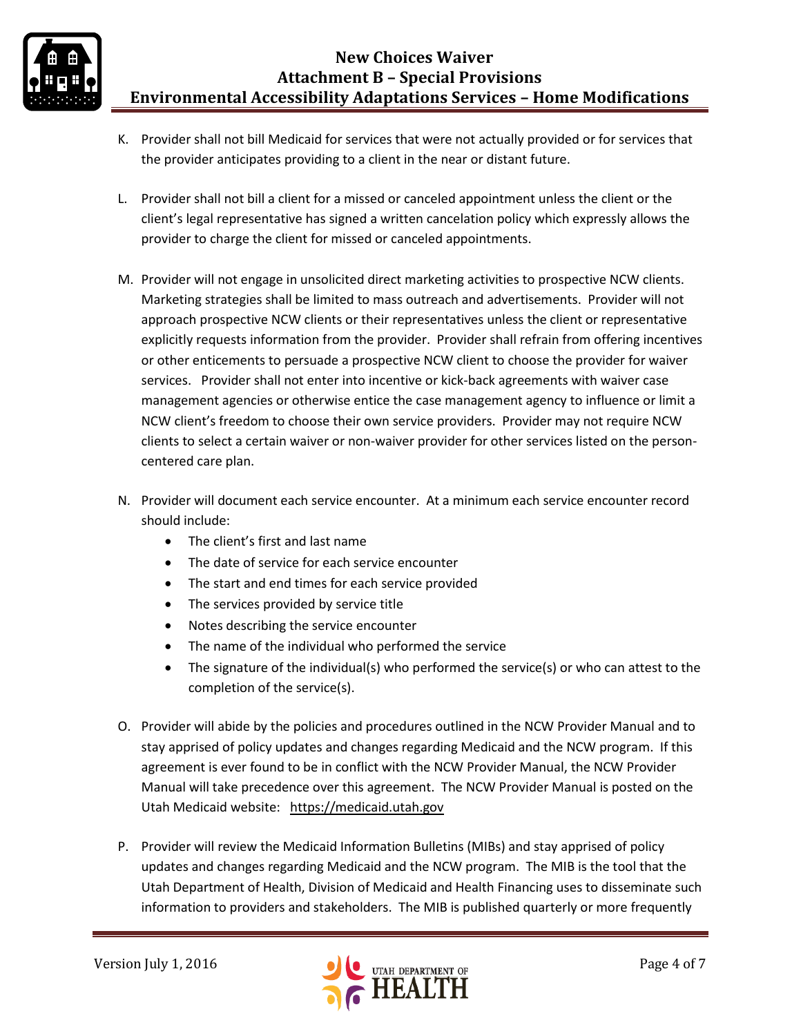K. Provider shall not bill Medicaid for services that were not actually provided or for services that the provider anticipates providing to a client in the near or distant future.

L. Provider shall not bill a client for a missed or canceled appointment unless the client or the client's legal representative has signed a written cancelation policy which expressly allows the provider to charge the client for missed or canceled appointments.

M. Provider will not engage in unsolicited direct marketing activities to prospective NCW clients. Marketing strategies shall be limited to mass outreach and advertisements. Provider will not approach prospective NCW clients or their representatives unless the client or representative explicitly requests information from the provider. Provider shall refrain from offering incentives or other enticements to persuade a prospective NCW client to choose the provider for waiver services. Provider shall not enter into incentive or kick-back agreements with waiver case management agencies or otherwise entice the case management agency to influence or limit a NCW client's freedom to choose their own service providers. Provider may not require NCW clients to select a certain waiver or non-waiver provider for other services listed on the person-centered care plan.

N. Provider will document each service encounter. At a minimum each service encounter record should include:
   - The client's first and last name
   - The date of service for each service encounter
   - The start and end times for each service provided
   - The services provided by service title
   - Notes describing the service encounter
   - The name of the individual who performed the service
   - The signature of the individual(s) who performed the service(s) or who can attest to the completion of the service(s).

O. Provider will abide by the policies and procedures outlined in the NCW Provider Manual and to stay apprised of policy updates and changes regarding Medicaid and the NCW program. If this agreement is ever found to be in conflict with the NCW Provider Manual, the NCW Provider Manual will take precedence over this agreement. The NCW Provider Manual is posted on the Utah Medicaid website: https://medicaid.utah.gov

P. Provider will review the Medicaid Information Bulletins (MIBs) and stay apprised of policy updates and changes regarding Medicaid and the NCW program. The MIB is the tool that the Utah Department of Health, Division of Medicaid and Health Financing uses to disseminate such information to providers and stakeholders. The MIB is published quarterly or more frequently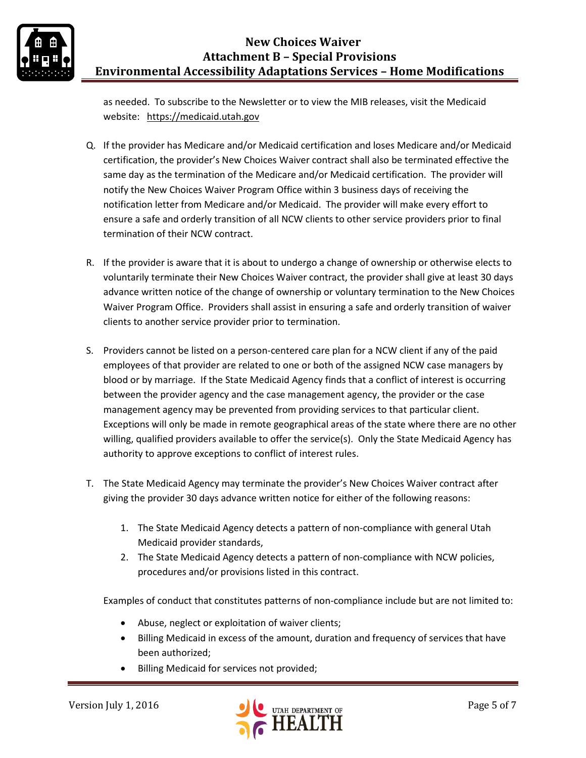as needed. To subscribe to the Newsletter or to view the MIB releases, visit the Medicaid website: https://medicaid.utah.gov

Q. If the provider has Medicare and/or Medicaid certification and loses Medicare and/or Medicaid certification, the provider's New Choices Waiver contract shall also be terminated effective the same day as the termination of the Medicare and/or Medicaid certification. The provider will notify the New Choices Waiver Program Office within 3 business days of receiving the notification letter from Medicare and/or Medicaid. The provider will make every effort to ensure a safe and orderly transition of all NCW clients to other service providers prior to final termination of their NCW contract.

R. If the provider is aware that it is about to undergo a change of ownership or otherwise elects to voluntarily terminate their New Choices Waiver contract, the provider shall give at least 30 days advance written notice of the change of ownership or voluntary termination to the New Choices Waiver Program Office. Providers shall assist in ensuring a safe and orderly transition of waiver clients to another service provider prior to termination.

S. Providers cannot be listed on a person-centered care plan for a NCW client if any of the paid employees of that provider are related to one or both of the assigned NCW case managers by blood or by marriage. If the State Medicaid Agency finds that a conflict of interest is occurring between the provider agency and the case management agency, the provider or the case management agency may be prevented from providing services to that particular client. Exceptions will only be made in remote geographical areas of the state where there are no other willing, qualified providers available to offer the service(s). Only the State Medicaid Agency has authority to approve exceptions to conflict of interest rules.

T. The State Medicaid Agency may terminate the provider's New Choices Waiver contract after giving the provider 30 days advance written notice for either of the following reasons:

   1. The State Medicaid Agency detects a pattern of non-compliance with general Utah Medicaid provider standards,
   2. The State Medicaid Agency detects a pattern of non-compliance with NCW policies, procedures and/or provisions listed in this contract.

   Examples of conduct that constitutes patterns of non-compliance include but are not limited to:

   - Abuse, neglect or exploitation of waiver clients;
   - Billing Medicaid in excess of the amount, duration and frequency of services that have been authorized;
   - Billing Medicaid for services not provided;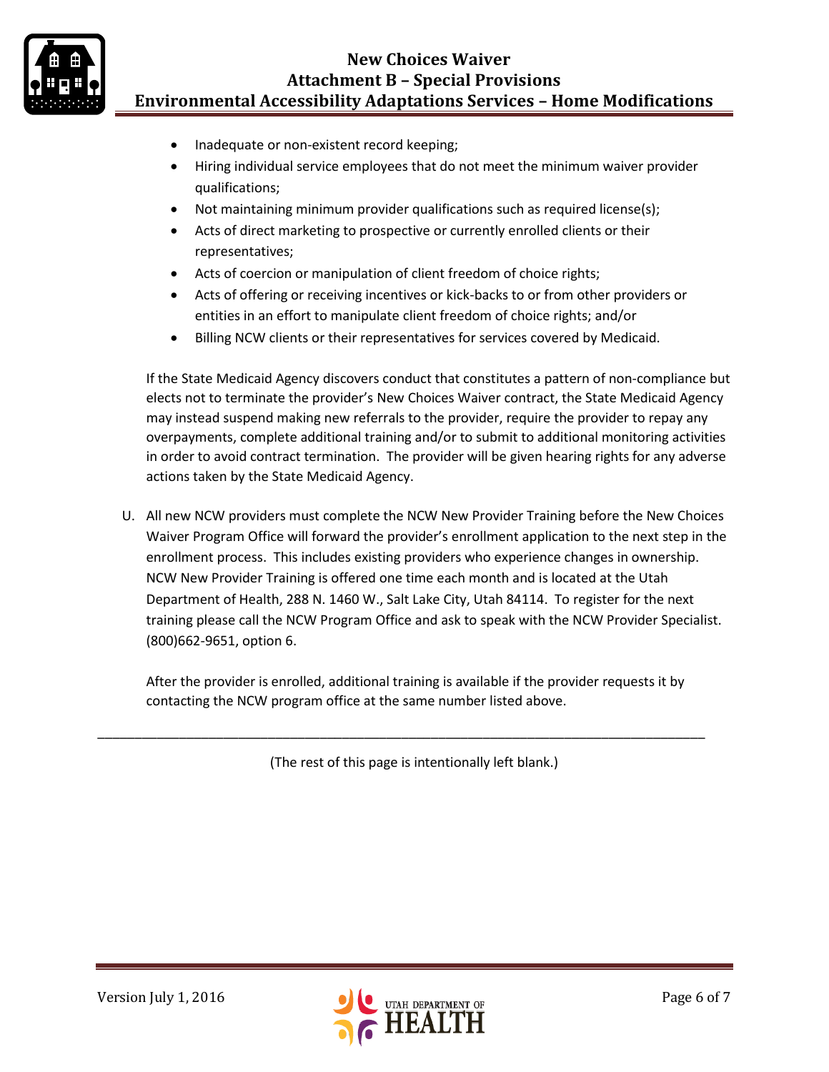- Inadequate or non-existent record keeping;
- Hiring individual service employees that do not meet the minimum waiver provider qualifications;
- Not maintaining minimum provider qualifications such as required license(s);
- Acts of direct marketing to prospective or currently enrolled clients or their representatives;
- Acts of coercion or manipulation of client freedom of choice rights;
- Acts of offering or receiving incentives or kick-backs to or from other providers or entities in an effort to manipulate client freedom of choice rights; and/or
- Billing NCW clients or their representatives for services covered by Medicaid.

If the State Medicaid Agency discovers conduct that constitutes a pattern of non-compliance but elects not to terminate the provider's New Choices Waiver contract, the State Medicaid Agency may instead suspend making new referrals to the provider, require the provider to repay any overpayments, complete additional training and/or to submit to additional monitoring activities in order to avoid contract termination. The provider will be given hearing rights for any adverse actions taken by the State Medicaid Agency.

U. All new NCW providers must complete the NCW New Provider Training before the New Choices Waiver Program Office will forward the provider's enrollment application to the next step in the enrollment process. This includes existing providers who experience changes in ownership. NCW New Provider Training is offered one time each month and is located at the Utah Department of Health, 288 N. 1460 W., Salt Lake City, Utah 84114. To register for the next training please call the NCW Program Office and ask to speak with the NCW Provider Specialist. (800)662-9651, option 6.

After the provider is enrolled, additional training is available if the provider requests it by contacting the NCW program office at the same number listed above.

---

(The rest of this page is intentionally left blank.)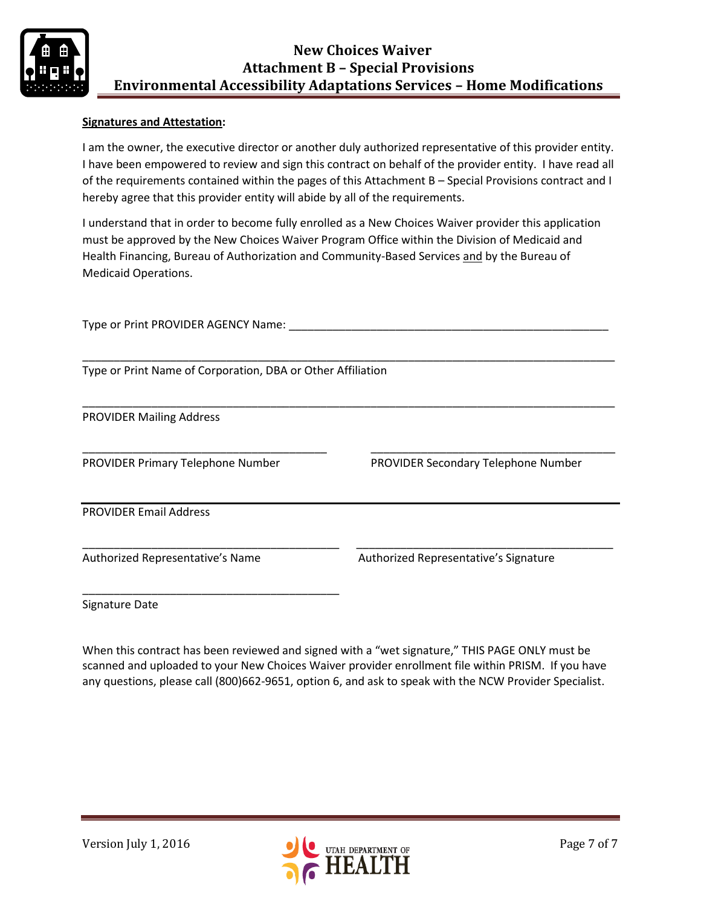**Signatures and Attestation:**

I am the owner, the executive director or another duly authorized representative of this provider entity. I have been empowered to review and sign this contract on behalf of the provider entity. I have read all of the requirements contained within the pages of this Attachment B – Special Provisions contract and I hereby agree that this provider entity will abide by all of the requirements.

I understand that in order to become fully enrolled as a New Choices Waiver provider this application must be approved by the New Choices Waiver Program Office within the Division of Medicaid and Health Financing, Bureau of Authorization and Community-Based Services and by the Bureau of Medicaid Operations.

Type or Print PROVIDER AGENCY Name: ______________________________________________________

__________________________________________________________________________________

Type or Print Name of Corporation, DBA or Other Affiliation

__________________________________________________________________________________

PROVIDER Mailing Address

______________________________________ ______________________________________

PROVIDER Primary Telephone Number PROVIDER Secondary Telephone Number

__________________________________________________________________________________

PROVIDER Email Address

________________________________________ ________________________________________

Authorized Representative's Name Authorized Representative's Signature

________________________________________

Signature Date

When this contract has been reviewed and signed with a "wet signature," THIS PAGE ONLY must be scanned and uploaded to your New Choices Waiver provider enrollment file within PRISM. If you have any questions, please call (800)662-9651, option 6, and ask to speak with the NCW Provider Specialist.